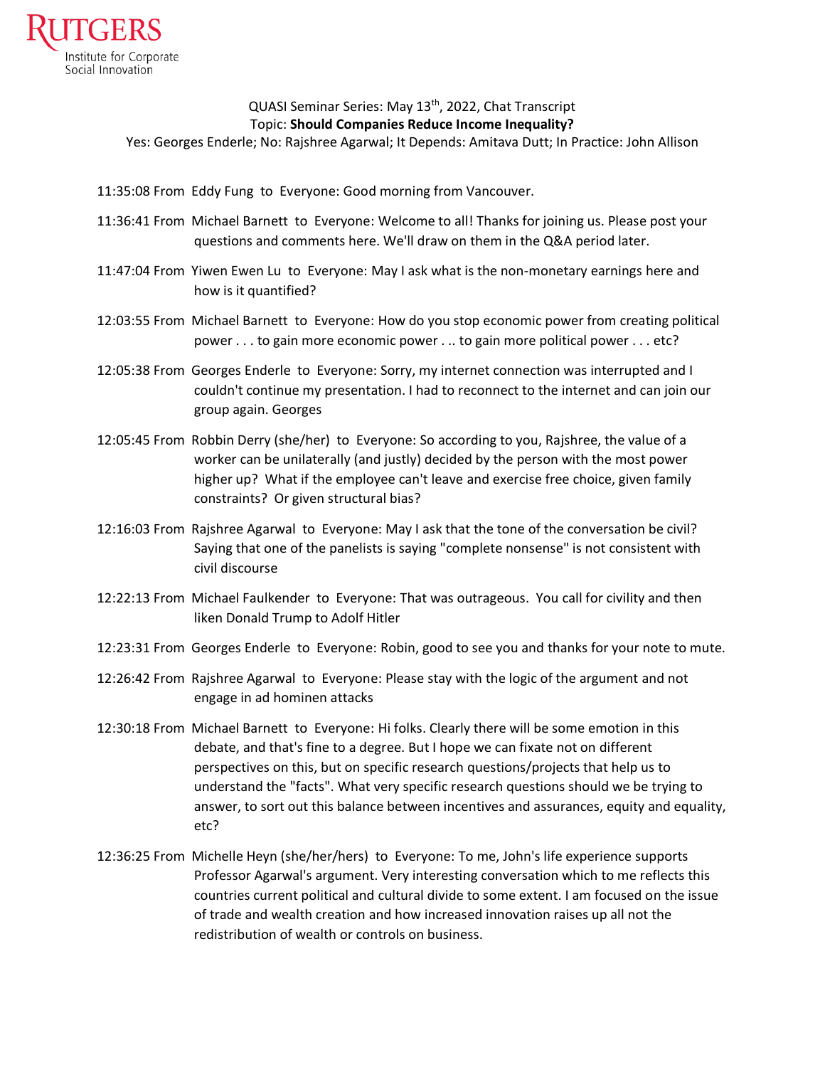Rutgers Institute for Corporate Social Innovation

QUASI Seminar Series: May 13th, 2022, Chat Transcript

Topic: **Should Companies Reduce Income Inequality?**

Yes: Georges Enderle; No: Rajshree Agarwal; It Depends: Amitava Dutt; In Practice: John Allison

11:35:08 From Eddy Fung to Everyone: Good morning from Vancouver.

11:36:41 From Michael Barnett to Everyone: Welcome to all! Thanks for joining us. Please post your questions and comments here. We'll draw on them in the Q&A period later.

11:47:04 From Yiwen Ewen Lu to Everyone: May I ask what is the non-monetary earnings here and how is it quantified?

12:03:55 From Michael Barnett to Everyone: How do you stop economic power from creating political power . . . to gain more economic power . .. to gain more political power . . . etc?

12:05:38 From Georges Enderle to Everyone: Sorry, my internet connection was interrupted and I couldn't continue my presentation. I had to reconnect to the internet and can join our group again. Georges

12:05:45 From Robbin Derry (she/her) to Everyone: So according to you, Rajshree, the value of a worker can be unilaterally (and justly) decided by the person with the most power higher up? What if the employee can't leave and exercise free choice, given family constraints? Or given structural bias?

12:16:03 From Rajshree Agarwal to Everyone: May I ask that the tone of the conversation be civil? Saying that one of the panelists is saying "complete nonsense" is not consistent with civil discourse

12:22:13 From Michael Faulkender to Everyone: That was outrageous. You call for civility and then liken Donald Trump to Adolf Hitler

12:23:31 From Georges Enderle to Everyone: Robin, good to see you and thanks for your note to mute.

12:26:42 From Rajshree Agarwal to Everyone: Please stay with the logic of the argument and not engage in ad hominen attacks

12:30:18 From Michael Barnett to Everyone: Hi folks. Clearly there will be some emotion in this debate, and that's fine to a degree. But I hope we can fixate not on different perspectives on this, but on specific research questions/projects that help us to understand the "facts". What very specific research questions should we be trying to answer, to sort out this balance between incentives and assurances, equity and equality, etc?

12:36:25 From Michelle Heyn (she/her/hers) to Everyone: To me, John's life experience supports Professor Agarwal's argument. Very interesting conversation which to me reflects this countries current political and cultural divide to some extent. I am focused on the issue of trade and wealth creation and how increased innovation raises up all not the redistribution of wealth or controls on business.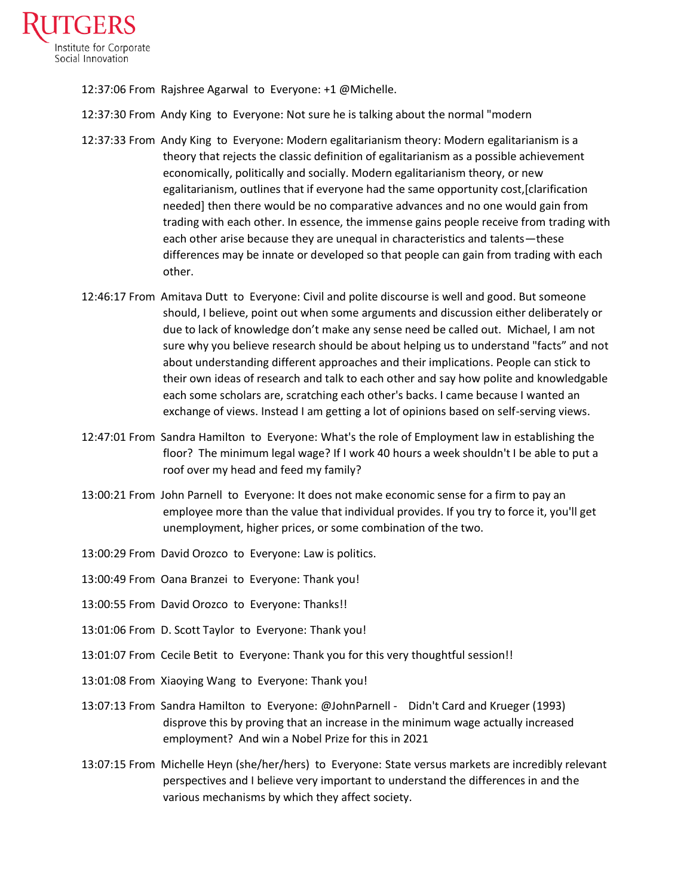12:37:06 From Rajshree Agarwal to Everyone: +1 @Michelle.

12:37:30 From Andy King to Everyone: Not sure he is talking about the normal "modern

12:37:33 From Andy King to Everyone: Modern egalitarianism theory: Modern egalitarianism is a theory that rejects the classic definition of egalitarianism as a possible achievement economically, politically and socially. Modern egalitarianism theory, or new egalitarianism, outlines that if everyone had the same opportunity cost,[clarification needed] then there would be no comparative advances and no one would gain from trading with each other. In essence, the immense gains people receive from trading with each other arise because they are unequal in characteristics and talents—these differences may be innate or developed so that people can gain from trading with each other.

12:46:17 From Amitava Dutt to Everyone: Civil and polite discourse is well and good. But someone should, I believe, point out when some arguments and discussion either deliberately or due to lack of knowledge don't make any sense need be called out. Michael, I am not sure why you believe research should be about helping us to understand "facts" and not about understanding different approaches and their implications. People can stick to their own ideas of research and talk to each other and say how polite and knowledgable each some scholars are, scratching each other's backs. I came because I wanted an exchange of views. Instead I am getting a lot of opinions based on self-serving views.

12:47:01 From Sandra Hamilton to Everyone: What's the role of Employment law in establishing the floor? The minimum legal wage? If I work 40 hours a week shouldn't I be able to put a roof over my head and feed my family?

13:00:21 From John Parnell to Everyone: It does not make economic sense for a firm to pay an employee more than the value that individual provides. If you try to force it, you'll get unemployment, higher prices, or some combination of the two.

13:00:29 From David Orozco to Everyone: Law is politics.

13:00:49 From Oana Branzei to Everyone: Thank you!

13:00:55 From David Orozco to Everyone: Thanks!!

13:01:06 From D. Scott Taylor to Everyone: Thank you!

13:01:07 From Cecile Betit to Everyone: Thank you for this very thoughtful session!!

13:01:08 From Xiaoying Wang to Everyone: Thank you!

13:07:13 From Sandra Hamilton to Everyone: @JohnParnell - Didn't Card and Krueger (1993) disprove this by proving that an increase in the minimum wage actually increased employment? And win a Nobel Prize for this in 2021

13:07:15 From Michelle Heyn (she/her/hers) to Everyone: State versus markets are incredibly relevant perspectives and I believe very important to understand the differences in and the various mechanisms by which they affect society.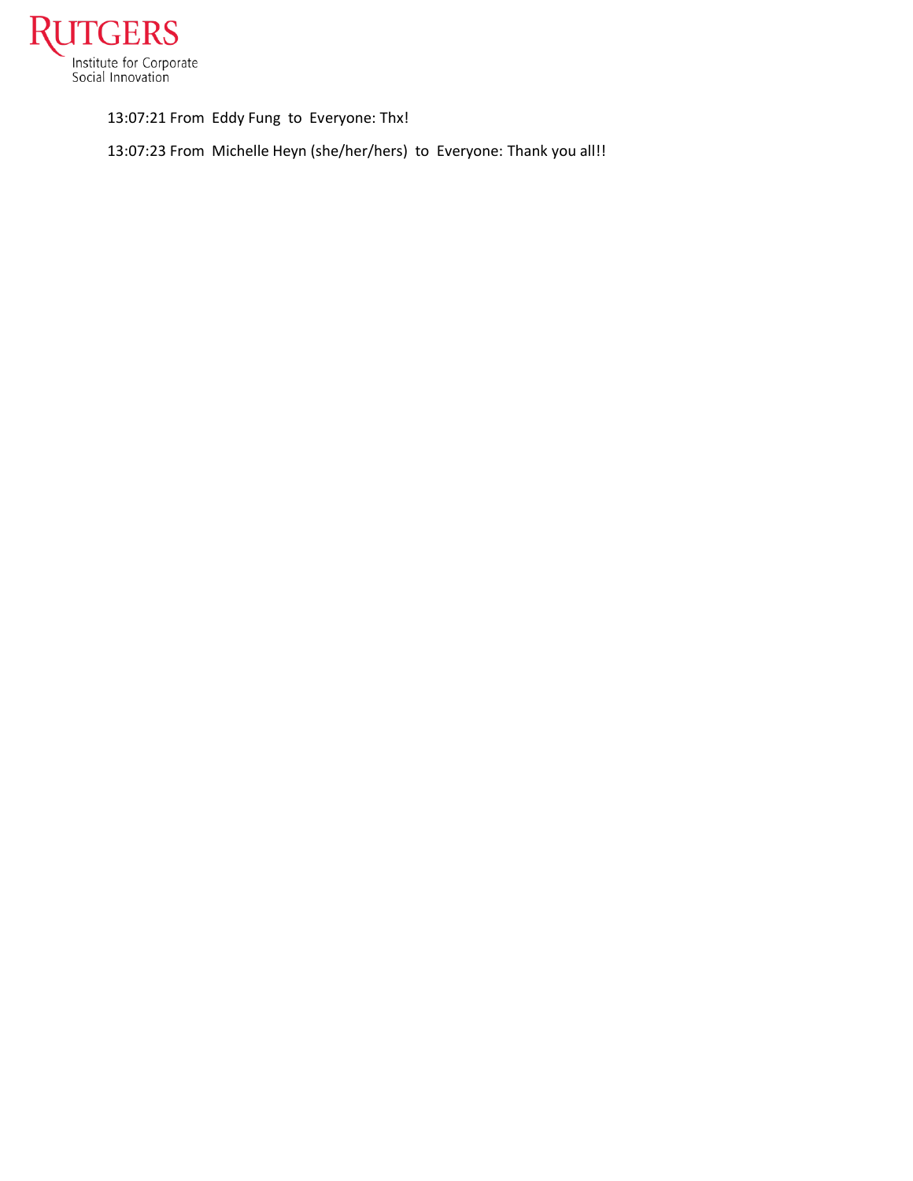13:07:21 From  Eddy Fung  to  Everyone: Thx!

13:07:23 From  Michelle Heyn (she/her/hers)  to  Everyone: Thank you all!!